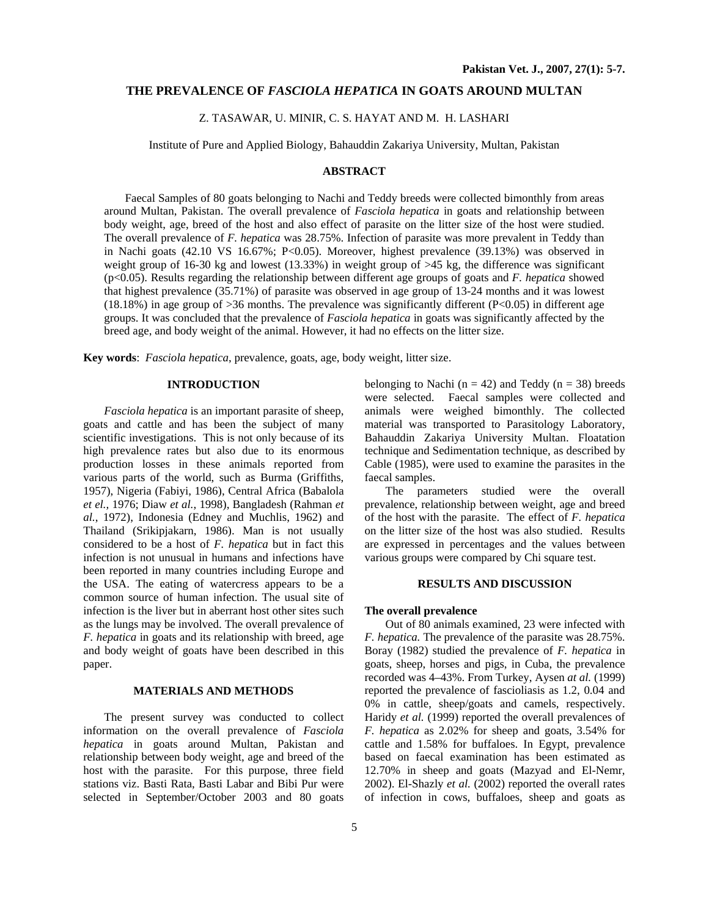# THE PREVALENCE OF *FASCIOLA HEPATICA* IN GOATS AROUND MULTAN

Z. TASAWAR, U. MINIR, C. S. HAYAT AND M. H. LASHARI

Institute of Pure and Applied Biology, Bahauddin Zakariya University, Multan, Pakistan

## ABSTRACT

Faecal Samples of 80 goats belonging to Nachi and Teddy breeds were collected bimonthly from areas around Multan, Pakistan. The overall prevalence of *Fasciola hepatica* in goats and relationship between body weight, age, breed of the host and also effect of parasite on the litter size of the host were studied. The overall prevalence of *F. hepatica* was 28.75%. Infection of parasite was more prevalent in Teddy than in Nachi goats (42.10 VS 16.67%; P<0.05). Moreover, highest prevalence (39.13%) was observed in weight group of 16-30 kg and lowest (13.33%) in weight group of >45 kg, the difference was significant (p<0.05). Results regarding the relationship between different age groups of goats and *F. hepatica* showed that highest prevalence (35.71%) of parasite was observed in age group of 13-24 months and it was lowest (18.18%) in age group of >36 months. The prevalence was significantly different (P<0.05) in different age groups. It was concluded that the prevalence of *Fasciola hepatica* in goats was significantly affected by the breed age, and body weight of the animal. However, it had no effects on the litter size.

**Key words**: *Fasciola hepatica*, prevalence, goats, age, body weight, litter size.

## INTRODUCTION

*Fasciola hepatica* is an important parasite of sheep, goats and cattle and has been the subject of many scientific investigations. This is not only because of its high prevalence rates but also due to its enormous production losses in these animals reported from various parts of the world, such as Burma (Griffiths, 1957), Nigeria (Fabiyi, 1986), Central Africa (Babalola *et el.,* 1976; Diaw *et al.,* 1998), Bangladesh (Rahman *et al.*, 1972), Indonesia (Edney and Muchlis, 1962) and Thailand (Srikipjakarn, 1986). Man is not usually considered to be a host of *F. hepatica* but in fact this infection is not unusual in humans and infections have been reported in many countries including Europe and the USA. The eating of watercress appears to be a common source of human infection. The usual site of infection is the liver but in aberrant host other sites such as the lungs may be involved. The overall prevalence of *F. hepatica* in goats and its relationship with breed, age and body weight of goats have been described in this paper.

## MATERIALS AND METHODS

The present survey was conducted to collect information on the overall prevalence of *Fasciola hepatica* in goats around Multan, Pakistan and relationship between body weight, age and breed of the host with the parasite. For this purpose, three field stations viz. Basti Rata, Basti Labar and Bibi Pur were selected in September/October 2003 and 80 goats belonging to Nachi (n = 42) and Teddy (n = 38) breeds were selected. Faecal samples were collected and animals were weighed bimonthly. The collected material was transported to Parasitology Laboratory, Bahauddin Zakariya University Multan. Floatation technique and Sedimentation technique, as described by Cable (1985), were used to examine the parasites in the faecal samples.

The parameters studied were the overall prevalence, relationship between weight, age and breed of the host with the parasite. The effect of *F. hepatica* on the litter size of the host was also studied. Results are expressed in percentages and the values between various groups were compared by Chi square test.

## RESULTS AND DISCUSSION

### The overall prevalence

Out of 80 animals examined, 23 were infected with *F. hepatica.* The prevalence of the parasite was 28.75%. Boray (1982) studied the prevalence of *F. hepatica* in goats, sheep, horses and pigs, in Cuba, the prevalence recorded was 4–43%. From Turkey, Aysen *at al.* (1999) reported the prevalence of fascioliasis as 1.2, 0.04 and 0% in cattle, sheep/goats and camels, respectively. Haridy *et al.* (1999) reported the overall prevalences of *F. hepatica* as 2.02% for sheep and goats, 3.54% for cattle and 1.58% for buffaloes. In Egypt, prevalence based on faecal examination has been estimated as 12.70% in sheep and goats (Mazyad and El-Nemr, 2002). El-Shazly *et al.* (2002) reported the overall rates of infection in cows, buffaloes, sheep and goats as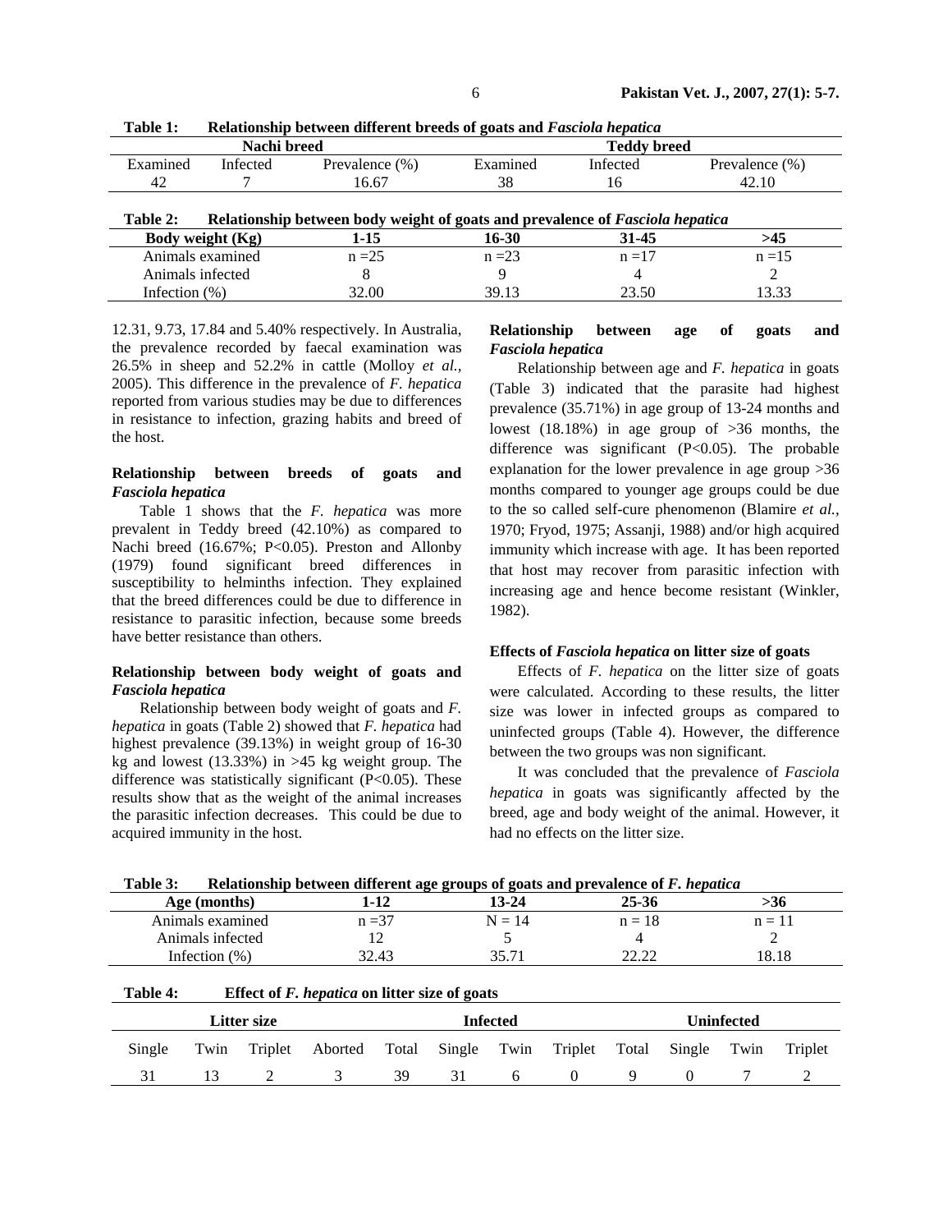**Table 1: Relationship between different breeds of goats and *Fasciola hepatica***

| Nachi breed | | | Teddy breed | | |
|---|---|---|---|---|---|
| Examined | Infected | Prevalence (%) | Examined | Infected | Prevalence (%) |
| 42 | 7 | 16.67 | 38 | 16 | 42.10 |

**Table 2: Relationship between body weight of goats and prevalence of *Fasciola hepatica***

| Body weight (Kg) | 1-15 | 16-30 | 31-45 | >45 |
|---|---|---|---|---|
| Animals examined | n =25 | n =23 | n =17 | n =15 |
| Animals infected | 8 | 9 | 4 | 2 |
| Infection (%) | 32.00 | 39.13 | 23.50 | 13.33 |

12.31, 9.73, 17.84 and 5.40% respectively. In Australia, the prevalence recorded by faecal examination was 26.5% in sheep and 52.2% in cattle (Molloy *et al.*, 2005). This difference in the prevalence of *F. hepatica* reported from various studies may be due to differences in resistance to infection, grazing habits and breed of the host.

### Relationship between breeds of goats and *Fasciola hepatica*

Table 1 shows that the *F. hepatica* was more prevalent in Teddy breed (42.10%) as compared to Nachi breed (16.67%; P<0.05). Preston and Allonby (1979) found significant breed differences in susceptibility to helminths infection. They explained that the breed differences could be due to difference in resistance to parasitic infection, because some breeds have better resistance than others.

### Relationship between body weight of goats and *Fasciola hepatica*

Relationship between body weight of goats and *F. hepatica* in goats (Table 2) showed that *F. hepatica* had highest prevalence (39.13%) in weight group of 16-30 kg and lowest (13.33%) in >45 kg weight group. The difference was statistically significant (P<0.05). These results show that as the weight of the animal increases the parasitic infection decreases. This could be due to acquired immunity in the host.

### Relationship between age of goats and *Fasciola hepatica*

Relationship between age and *F. hepatica* in goats (Table 3) indicated that the parasite had highest prevalence (35.71%) in age group of 13-24 months and lowest (18.18%) in age group of >36 months, the difference was significant (P<0.05). The probable explanation for the lower prevalence in age group >36 months compared to younger age groups could be due to the so called self-cure phenomenon (Blamire *et al.*, 1970; Fryod, 1975; Assanji, 1988) and/or high acquired immunity which increase with age. It has been reported that host may recover from parasitic infection with increasing age and hence become resistant (Winkler, 1982).

### Effects of *Fasciola hepatica* on litter size of goats

Effects of *F. hepatica* on the litter size of goats were calculated. According to these results, the litter size was lower in infected groups as compared to uninfected groups (Table 4). However, the difference between the two groups was non significant.

It was concluded that the prevalence of *Fasciola hepatica* in goats was significantly affected by the breed, age and body weight of the animal. However, it had no effects on the litter size.

**Table 3: Relationship between different age groups of goats and prevalence of *F. hepatica***

| Age (months) | 1-12 | 13-24 | 25-36 | >36 |
|---|---|---|---|---|
| Animals examined | n =37 | N = 14 | n = 18 | n = 11 |
| Animals infected | 12 | 5 | 4 | 2 |
| Infection (%) | 32.43 | 35.71 | 22.22 | 18.18 |

**Table 4: Effect of *F. hepatica* on litter size of goats**

| Litter size | | | | | Infected | | | | Uninfected | | |
|---|---|---|---|---|---|---|---|---|---|---|---|
| Single | Twin | Triplet | Aborted | Total | Single | Twin | Triplet | Total | Single | Twin | Triplet |
| 31 | 13 | 2 | 3 | 39 | 31 | 6 | 0 | 9 | 0 | 7 | 2 |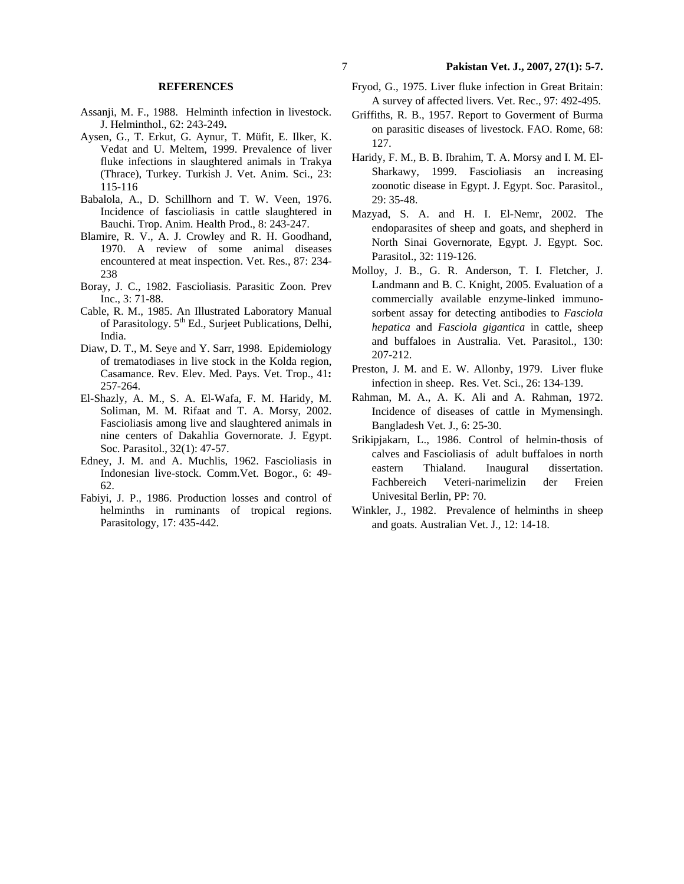## REFERENCES

Assanji, M. F., 1988. Helminth infection in livestock. J. Helminthol., 62: 243-249**.**

Aysen, G., T. Erkut, G. Aynur, T. Müfit, E. Ilker, K. Vedat and U. Meltem, 1999. Prevalence of liver fluke infections in slaughtered animals in Trakya (Thrace), Turkey. Turkish J. Vet. Anim. Sci., 23: 115-116

Babalola, A., D. Schillhorn and T. W. Veen, 1976. Incidence of fascioliasis in cattle slaughtered in Bauchi. Trop. Anim. Health Prod., 8: 243-247.

Blamire, R. V., A. J. Crowley and R. H. Goodhand, 1970. A review of some animal diseases encountered at meat inspection. Vet. Res., 87: 234-238

Boray, J. C., 1982. Fascioliasis. Parasitic Zoon. Prev Inc., 3: 71-88.

Cable, R. M., 1985. An Illustrated Laboratory Manual of Parasitology. 5th Ed., Surjeet Publications, Delhi, India.

Diaw, D. T., M. Seye and Y. Sarr, 1998. Epidemiology of trematodiases in live stock in the Kolda region, Casamance. Rev. Elev. Med. Pays. Vet. Trop., 41**:** 257-264.

El-Shazly, A. M., S. A. El-Wafa, F. M. Haridy, M. Soliman, M. M. Rifaat and T. A. Morsy, 2002. Fascioliasis among live and slaughtered animals in nine centers of Dakahlia Governorate. J. Egypt. Soc. Parasitol., 32(1): 47-57.

Edney, J. M. and A. Muchlis, 1962. Fascioliasis in Indonesian live-stock. Comm.Vet. Bogor., 6: 49-62.

Fabiyi, J. P., 1986. Production losses and control of helminths in ruminants of tropical regions. Parasitology, 17: 435-442.

Fryod, G., 1975. Liver fluke infection in Great Britain: A survey of affected livers. Vet. Rec., 97: 492-495.

Griffiths, R. B., 1957. Report to Goverment of Burma on parasitic diseases of livestock. FAO. Rome, 68: 127.

Haridy, F. M., B. B. Ibrahim, T. A. Morsy and I. M. El-Sharkawy, 1999. Fascioliasis an increasing zoonotic disease in Egypt. J. Egypt. Soc. Parasitol., 29: 35-48.

Mazyad, S. A. and H. I. El-Nemr, 2002. The endoparasites of sheep and goats, and shepherd in North Sinai Governorate, Egypt. J. Egypt. Soc. Parasitol., 32: 119-126.

Molloy, J. B., G. R. Anderson, T. I. Fletcher, J. Landmann and B. C. Knight, 2005. Evaluation of a commercially available enzyme-linked immuno-sorbent assay for detecting antibodies to *Fasciola hepatica* and *Fasciola gigantica* in cattle, sheep and buffaloes in Australia. Vet. Parasitol., 130: 207-212.

Preston, J. M. and E. W. Allonby, 1979. Liver fluke infection in sheep. Res. Vet. Sci., 26: 134-139.

Rahman, M. A., A. K. Ali and A. Rahman, 1972. Incidence of diseases of cattle in Mymensingh. Bangladesh Vet. J., 6: 25-30.

Srikipjakarn, L., 1986. Control of helmin-thosis of calves and Fascioliasis of adult buffaloes in north eastern Thialand. Inaugural dissertation. Fachbereich Veteri-narimelizin der Freien Univesital Berlin, PP: 70.

Winkler, J., 1982. Prevalence of helminths in sheep and goats. Australian Vet. J., 12: 14-18.